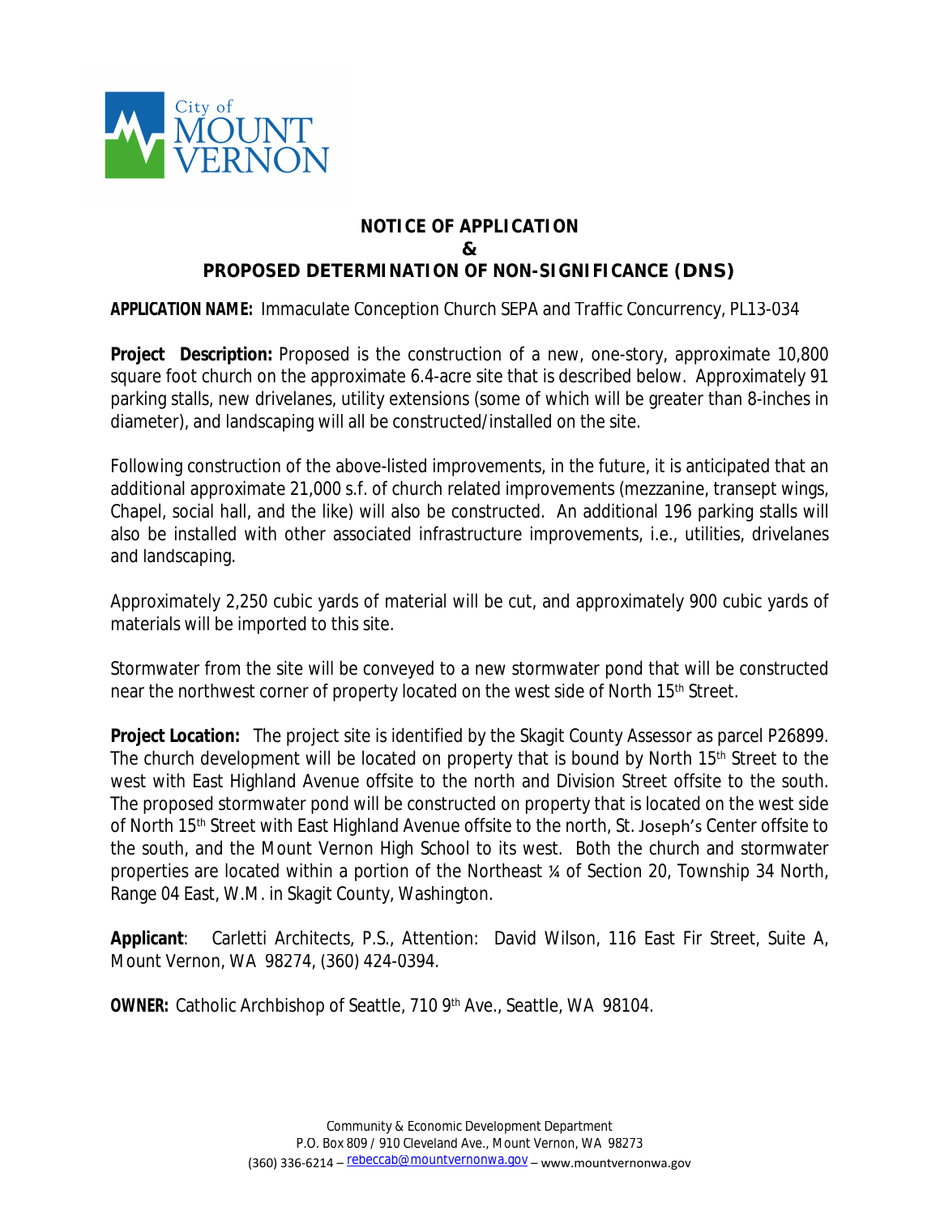City of MOUNT VERNON

# NOTICE OF APPLICATION & PROPOSED DETERMINATION OF NON-SIGNIFICANCE (DNS)

**APPLICATION NAME:** Immaculate Conception Church SEPA and Traffic Concurrency, PL13-034

**Project Description:** Proposed is the construction of a new, one-story, approximate 10,800 square foot church on the approximate 6.4-acre site that is described below. Approximately 91 parking stalls, new drivelanes, utility extensions (some of which will be greater than 8-inches in diameter), and landscaping will all be constructed/installed on the site.

Following construction of the above-listed improvements, in the future, it is anticipated that an additional approximate 21,000 s.f. of church related improvements (mezzanine, transept wings, Chapel, social hall, and the like) will also be constructed. An additional 196 parking stalls will also be installed with other associated infrastructure improvements, i.e., utilities, drivelanes and landscaping.

Approximately 2,250 cubic yards of material will be cut, and approximately 900 cubic yards of materials will be imported to this site.

Stormwater from the site will be conveyed to a new stormwater pond that will be constructed near the northwest corner of property located on the west side of North 15th Street.

**Project Location:** The project site is identified by the Skagit County Assessor as parcel P26899. The church development will be located on property that is bound by North 15th Street to the west with East Highland Avenue offsite to the north and Division Street offsite to the south. The proposed stormwater pond will be constructed on property that is located on the west side of North 15th Street with East Highland Avenue offsite to the north, St. Joseph's Center offsite to the south, and the Mount Vernon High School to its west. Both the church and stormwater properties are located within a portion of the Northeast ¼ of Section 20, Township 34 North, Range 04 East, W.M. in Skagit County, Washington.

**Applicant**: Carletti Architects, P.S., Attention: David Wilson, 116 East Fir Street, Suite A, Mount Vernon, WA 98274, (360) 424-0394.

**OWNER:** Catholic Archbishop of Seattle, 710 9th Ave., Seattle, WA 98104.

Community & Economic Development Department
P.O. Box 809 / 910 Cleveland Ave., Mount Vernon, WA 98273
(360) 336-6214 – rebeccab@mountvernonwa.gov – www.mountvernonwa.gov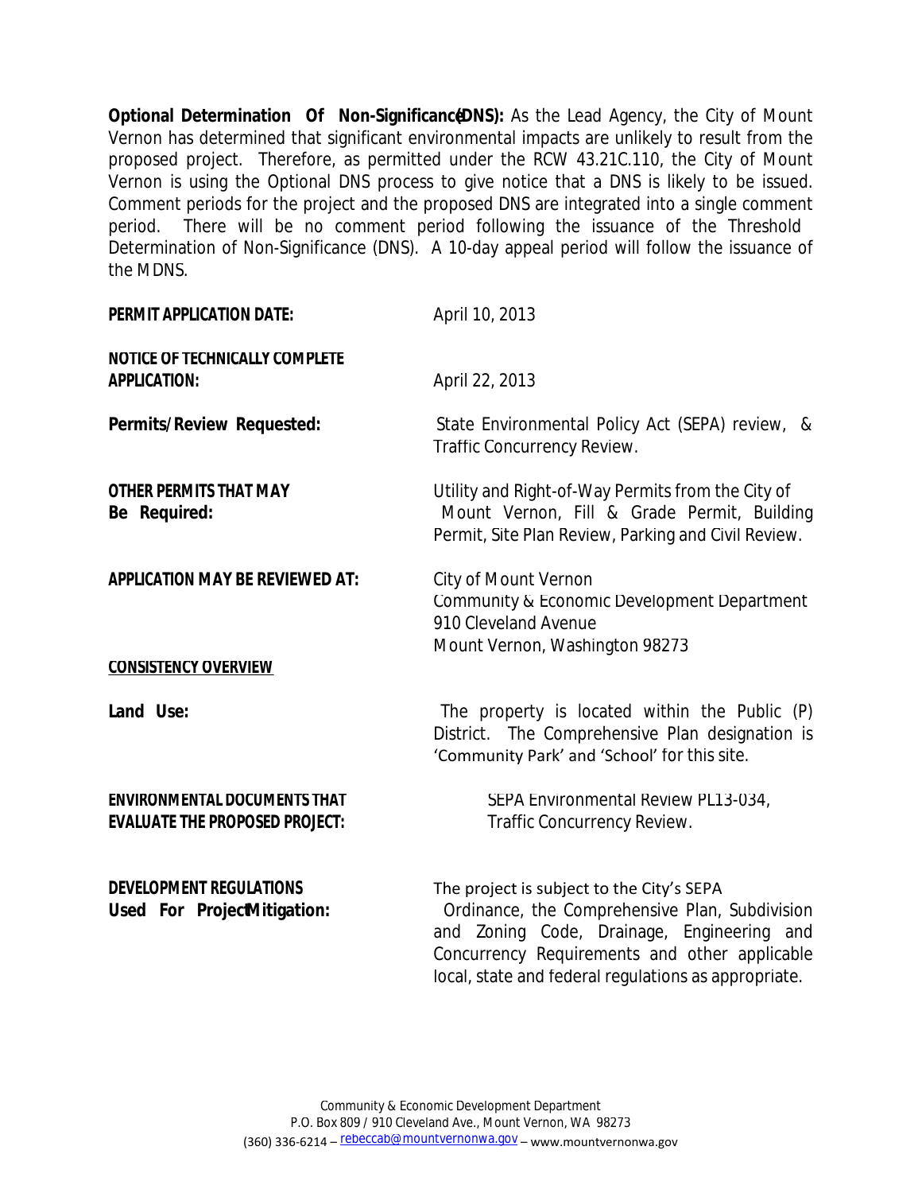**Optional Determination Of Non-Significance (DNS):** As the Lead Agency, the City of Mount Vernon has determined that significant environmental impacts are unlikely to result from the proposed project. Therefore, as permitted under the RCW 43.21C.110, the City of Mount Vernon is using the Optional DNS process to give notice that a DNS is likely to be issued. Comment periods for the project and the proposed DNS are integrated into a single comment period. There will be no comment period following the issuance of the Threshold Determination of Non-Significance (DNS). A 10-day appeal period will follow the issuance of the MDNS.

**PERMIT APPLICATION DATE:** April 10, 2013

**NOTICE OF TECHNICALLY COMPLETE APPLICATION:** April 22, 2013

**Permits/Review Requested:** State Environmental Policy Act (SEPA) review, & Traffic Concurrency Review.

**OTHER PERMITS THAT MAY Be Required:** Utility and Right-of-Way Permits from the City of Mount Vernon, Fill & Grade Permit, Building Permit, Site Plan Review, Parking and Civil Review.

**APPLICATION MAY BE REVIEWED AT:** City of Mount Vernon
Community & Economic Development Department
910 Cleveland Avenue
Mount Vernon, Washington 98273

**CONSISTENCY OVERVIEW**

**Land Use:** The property is located within the Public (P) District. The Comprehensive Plan designation is 'Community Park' and 'School' for this site.

**ENVIRONMENTAL DOCUMENTS THAT EVALUATE THE PROPOSED PROJECT:** SEPA Environmental Review PL13-034, Traffic Concurrency Review.

**DEVELOPMENT REGULATIONS Used For Project Mitigation:** The project is subject to the City's SEPA Ordinance, the Comprehensive Plan, Subdivision and Zoning Code, Drainage, Engineering and Concurrency Requirements and other applicable local, state and federal regulations as appropriate.

Community & Economic Development Department
P.O. Box 809 / 910 Cleveland Ave., Mount Vernon, WA 98273
(360) 336-6214 – rebeccab@mountvernonwa.gov – www.mountvernonwa.gov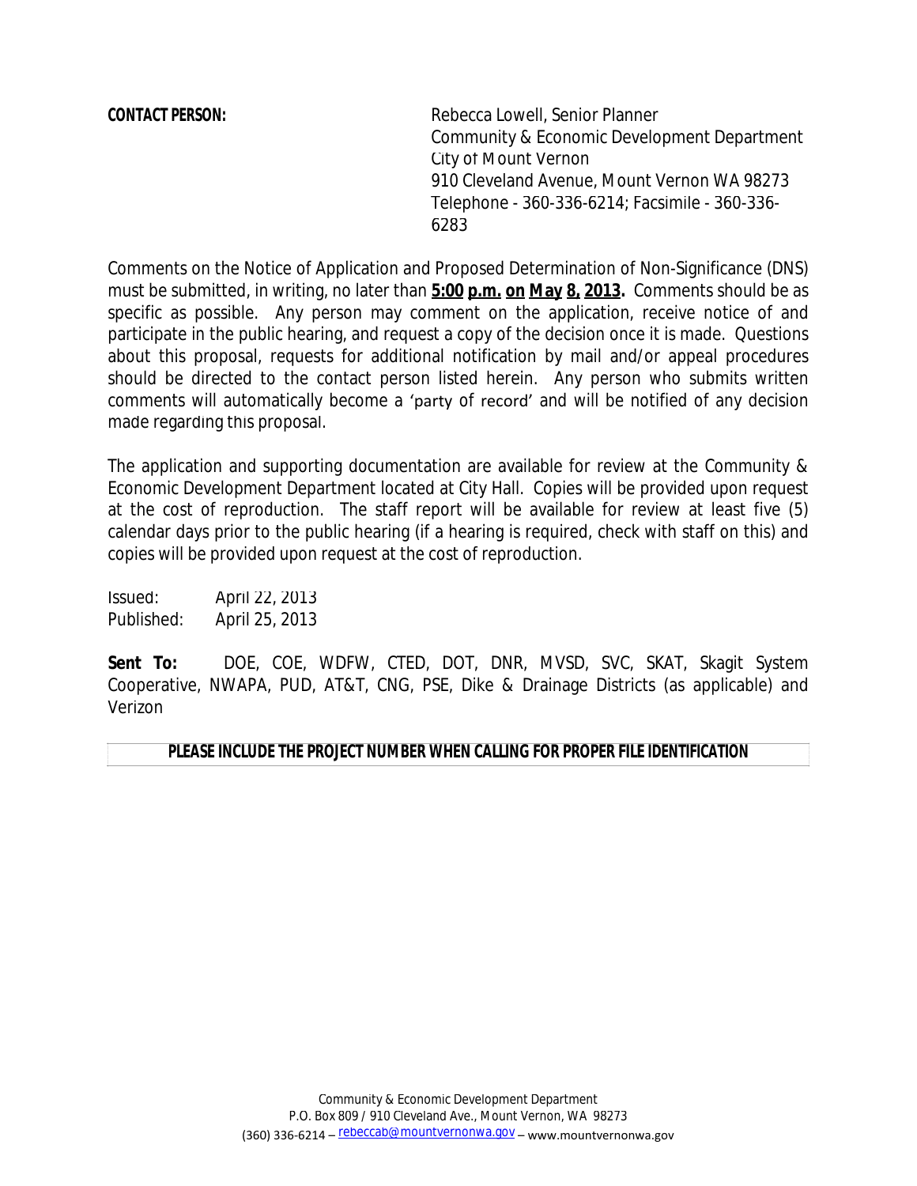**CONTACT PERSON:**

Rebecca Lowell, Senior Planner
Community & Economic Development Department
City of Mount Vernon
910 Cleveland Avenue, Mount Vernon WA 98273
Telephone - 360-336-6214; Facsimile - 360-336-6283

Comments on the Notice of Application and Proposed Determination of Non-Significance (DNS) must be submitted, in writing, no later than **5:00 p.m. on May 8, 2013.** Comments should be as specific as possible. Any person may comment on the application, receive notice of and participate in the public hearing, and request a copy of the decision once it is made. Questions about this proposal, requests for additional notification by mail and/or appeal procedures should be directed to the contact person listed herein. Any person who submits written comments will automatically become a 'party of record' and will be notified of any decision made regarding this proposal.

The application and supporting documentation are available for review at the Community & Economic Development Department located at City Hall. Copies will be provided upon request at the cost of reproduction. The staff report will be available for review at least five (5) calendar days prior to the public hearing (if a hearing is required, check with staff on this) and copies will be provided upon request at the cost of reproduction.

Issued: April 22, 2013
Published: April 25, 2013

**Sent To:** DOE, COE, WDFW, CTED, DOT, DNR, MVSD, SVC, SKAT, Skagit System Cooperative, NWAPA, PUD, AT&T, CNG, PSE, Dike & Drainage Districts (as applicable) and Verizon

**PLEASE INCLUDE THE PROJECT NUMBER WHEN CALLING FOR PROPER FILE IDENTIFICATION**

Community & Economic Development Department
P.O. Box 809 / 910 Cleveland Ave., Mount Vernon, WA 98273
(360) 336-6214 – rebeccab@mountvernonwa.gov – www.mountvernonwa.gov